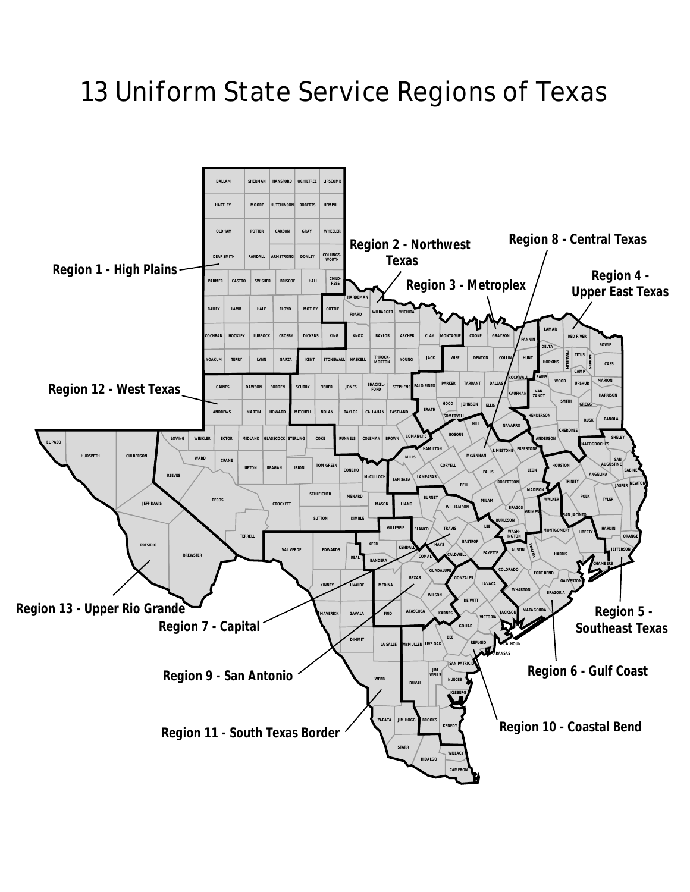# 13 Uniform State Service Regions of Texas

- Region 1 - High Plains
- Region 2 - Northwest Texas
- Region 3 - Metroplex
- Region 4 - Upper East Texas
- Region 5 - Southeast Texas
- Region 6 - Gulf Coast
- Region 7 - Capital
- Region 8 - Central Texas
- Region 9 - San Antonio
- Region 10 - Coastal Bend
- Region 11 - South Texas Border
- Region 12 - West Texas
- Region 13 - Upper Rio Grande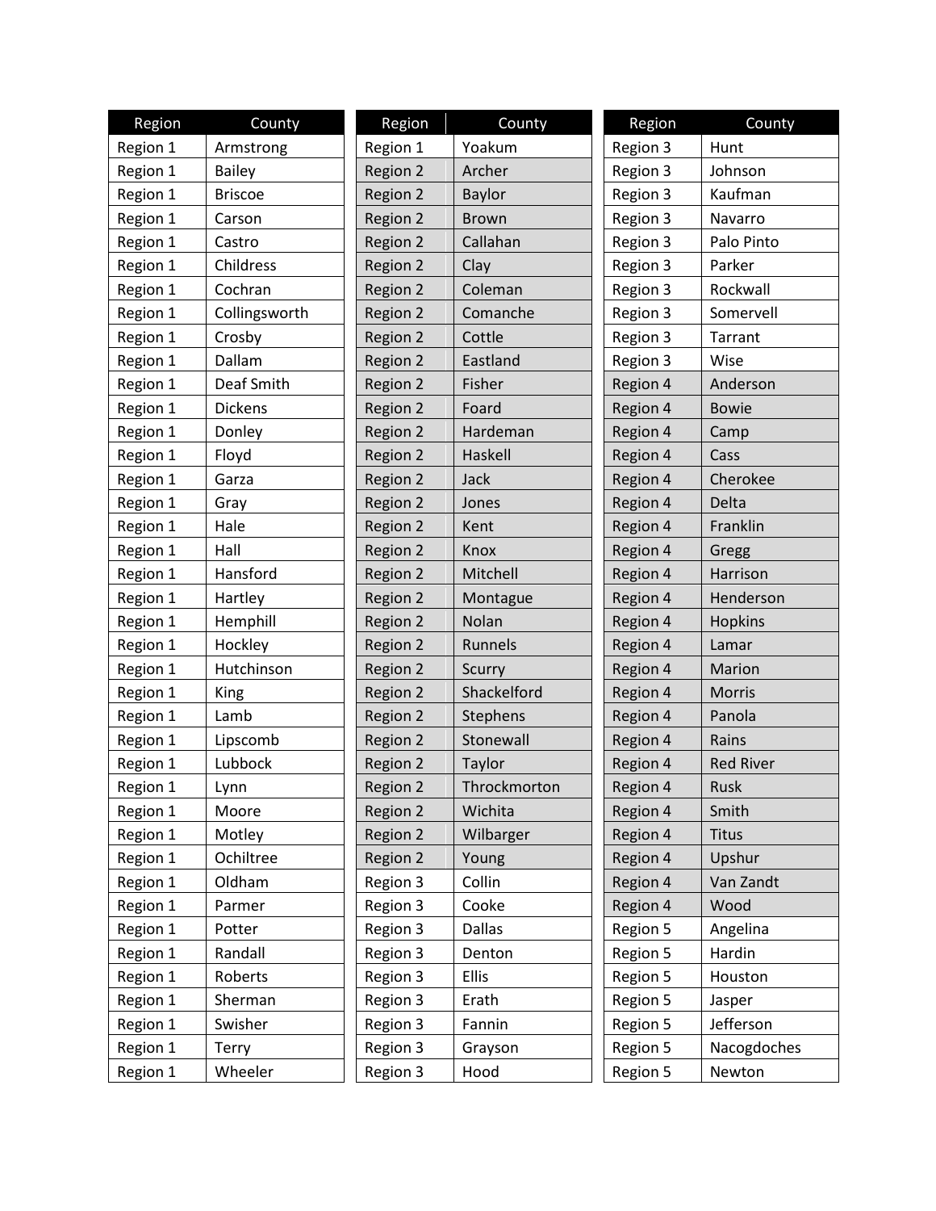| Region | County |
|---|---|
| Region 1 | Armstrong |
| Region 1 | Bailey |
| Region 1 | Briscoe |
| Region 1 | Carson |
| Region 1 | Castro |
| Region 1 | Childress |
| Region 1 | Cochran |
| Region 1 | Collingsworth |
| Region 1 | Crosby |
| Region 1 | Dallam |
| Region 1 | Deaf Smith |
| Region 1 | Dickens |
| Region 1 | Donley |
| Region 1 | Floyd |
| Region 1 | Garza |
| Region 1 | Gray |
| Region 1 | Hale |
| Region 1 | Hall |
| Region 1 | Hansford |
| Region 1 | Hartley |
| Region 1 | Hemphill |
| Region 1 | Hockley |
| Region 1 | Hutchinson |
| Region 1 | King |
| Region 1 | Lamb |
| Region 1 | Lipscomb |
| Region 1 | Lubbock |
| Region 1 | Lynn |
| Region 1 | Moore |
| Region 1 | Motley |
| Region 1 | Ochiltree |
| Region 1 | Oldham |
| Region 1 | Parmer |
| Region 1 | Potter |
| Region 1 | Randall |
| Region 1 | Roberts |
| Region 1 | Sherman |
| Region 1 | Swisher |
| Region 1 | Terry |
| Region 1 | Wheeler |
| Region 1 | Yoakum |
| Region 2 | Archer |
| Region 2 | Baylor |
| Region 2 | Brown |
| Region 2 | Callahan |
| Region 2 | Clay |
| Region 2 | Coleman |
| Region 2 | Comanche |
| Region 2 | Cottle |
| Region 2 | Eastland |
| Region 2 | Fisher |
| Region 2 | Foard |
| Region 2 | Hardeman |
| Region 2 | Haskell |
| Region 2 | Jack |
| Region 2 | Jones |
| Region 2 | Kent |
| Region 2 | Knox |
| Region 2 | Mitchell |
| Region 2 | Montague |
| Region 2 | Nolan |
| Region 2 | Runnels |
| Region 2 | Scurry |
| Region 2 | Shackelford |
| Region 2 | Stephens |
| Region 2 | Stonewall |
| Region 2 | Taylor |
| Region 2 | Throckmorton |
| Region 2 | Wichita |
| Region 2 | Wilbarger |
| Region 2 | Young |
| Region 3 | Collin |
| Region 3 | Cooke |
| Region 3 | Dallas |
| Region 3 | Denton |
| Region 3 | Ellis |
| Region 3 | Erath |
| Region 3 | Fannin |
| Region 3 | Grayson |
| Region 3 | Hood |
| Region 3 | Hunt |
| Region 3 | Johnson |
| Region 3 | Kaufman |
| Region 3 | Navarro |
| Region 3 | Palo Pinto |
| Region 3 | Parker |
| Region 3 | Rockwall |
| Region 3 | Somervell |
| Region 3 | Tarrant |
| Region 3 | Wise |
| Region 4 | Anderson |
| Region 4 | Bowie |
| Region 4 | Camp |
| Region 4 | Cass |
| Region 4 | Cherokee |
| Region 4 | Delta |
| Region 4 | Franklin |
| Region 4 | Gregg |
| Region 4 | Harrison |
| Region 4 | Henderson |
| Region 4 | Hopkins |
| Region 4 | Lamar |
| Region 4 | Marion |
| Region 4 | Morris |
| Region 4 | Panola |
| Region 4 | Rains |
| Region 4 | Red River |
| Region 4 | Rusk |
| Region 4 | Smith |
| Region 4 | Titus |
| Region 4 | Upshur |
| Region 4 | Van Zandt |
| Region 4 | Wood |
| Region 5 | Angelina |
| Region 5 | Hardin |
| Region 5 | Houston |
| Region 5 | Jasper |
| Region 5 | Jefferson |
| Region 5 | Nacogdoches |
| Region 5 | Newton |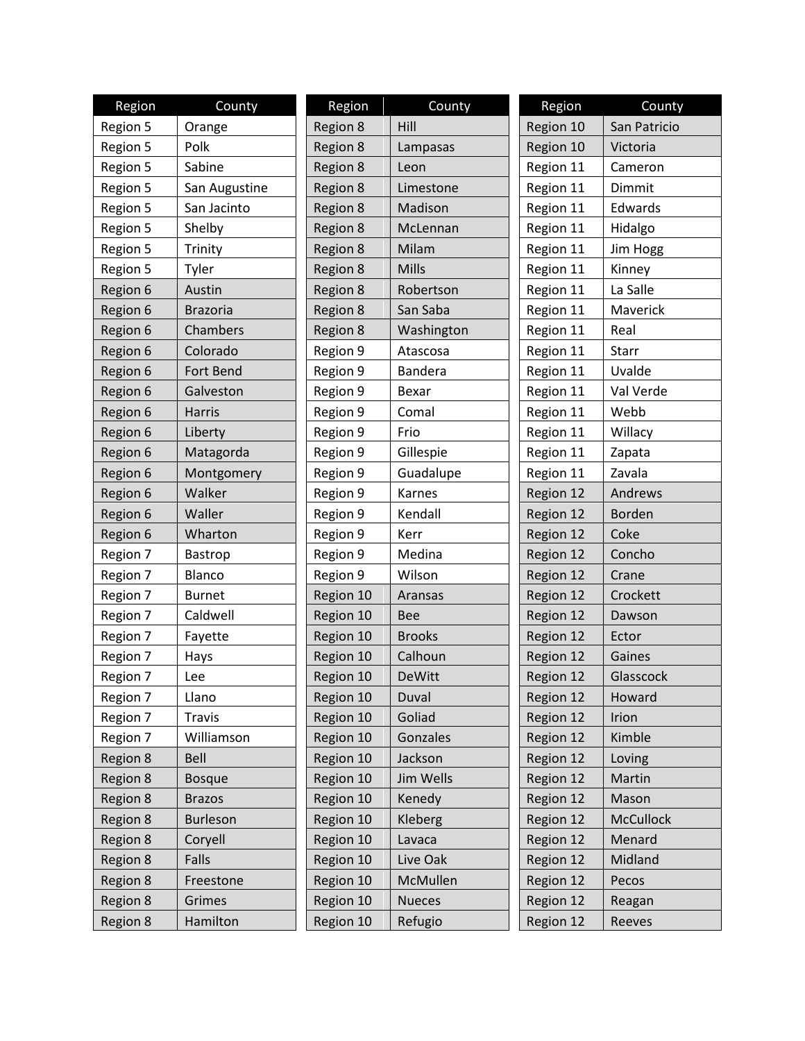| Region | County |
|---|---|
| Region 5 | Orange |
| Region 5 | Polk |
| Region 5 | Sabine |
| Region 5 | San Augustine |
| Region 5 | San Jacinto |
| Region 5 | Shelby |
| Region 5 | Trinity |
| Region 5 | Tyler |
| Region 6 | Austin |
| Region 6 | Brazoria |
| Region 6 | Chambers |
| Region 6 | Colorado |
| Region 6 | Fort Bend |
| Region 6 | Galveston |
| Region 6 | Harris |
| Region 6 | Liberty |
| Region 6 | Matagorda |
| Region 6 | Montgomery |
| Region 6 | Walker |
| Region 6 | Waller |
| Region 6 | Wharton |
| Region 7 | Bastrop |
| Region 7 | Blanco |
| Region 7 | Burnet |
| Region 7 | Caldwell |
| Region 7 | Fayette |
| Region 7 | Hays |
| Region 7 | Lee |
| Region 7 | Llano |
| Region 7 | Travis |
| Region 7 | Williamson |
| Region 8 | Bell |
| Region 8 | Bosque |
| Region 8 | Brazos |
| Region 8 | Burleson |
| Region 8 | Coryell |
| Region 8 | Falls |
| Region 8 | Freestone |
| Region 8 | Grimes |
| Region 8 | Hamilton |

| Region | County |
|---|---|
| Region 8 | Hill |
| Region 8 | Lampasas |
| Region 8 | Leon |
| Region 8 | Limestone |
| Region 8 | Madison |
| Region 8 | McLennan |
| Region 8 | Milam |
| Region 8 | Mills |
| Region 8 | Robertson |
| Region 8 | San Saba |
| Region 8 | Washington |
| Region 9 | Atascosa |
| Region 9 | Bandera |
| Region 9 | Bexar |
| Region 9 | Comal |
| Region 9 | Frio |
| Region 9 | Gillespie |
| Region 9 | Guadalupe |
| Region 9 | Karnes |
| Region 9 | Kendall |
| Region 9 | Kerr |
| Region 9 | Medina |
| Region 9 | Wilson |
| Region 10 | Aransas |
| Region 10 | Bee |
| Region 10 | Brooks |
| Region 10 | Calhoun |
| Region 10 | DeWitt |
| Region 10 | Duval |
| Region 10 | Goliad |
| Region 10 | Gonzales |
| Region 10 | Jackson |
| Region 10 | Jim Wells |
| Region 10 | Kenedy |
| Region 10 | Kleberg |
| Region 10 | Lavaca |
| Region 10 | Live Oak |
| Region 10 | McMullen |
| Region 10 | Nueces |
| Region 10 | Refugio |

| Region | County |
|---|---|
| Region 10 | San Patricio |
| Region 10 | Victoria |
| Region 11 | Cameron |
| Region 11 | Dimmit |
| Region 11 | Edwards |
| Region 11 | Hidalgo |
| Region 11 | Jim Hogg |
| Region 11 | Kinney |
| Region 11 | La Salle |
| Region 11 | Maverick |
| Region 11 | Real |
| Region 11 | Starr |
| Region 11 | Uvalde |
| Region 11 | Val Verde |
| Region 11 | Webb |
| Region 11 | Willacy |
| Region 11 | Zapata |
| Region 11 | Zavala |
| Region 12 | Andrews |
| Region 12 | Borden |
| Region 12 | Coke |
| Region 12 | Concho |
| Region 12 | Crane |
| Region 12 | Crockett |
| Region 12 | Dawson |
| Region 12 | Ector |
| Region 12 | Gaines |
| Region 12 | Glasscock |
| Region 12 | Howard |
| Region 12 | Irion |
| Region 12 | Kimble |
| Region 12 | Loving |
| Region 12 | Martin |
| Region 12 | Mason |
| Region 12 | McCullock |
| Region 12 | Menard |
| Region 12 | Midland |
| Region 12 | Pecos |
| Region 12 | Reagan |
| Region 12 | Reeves |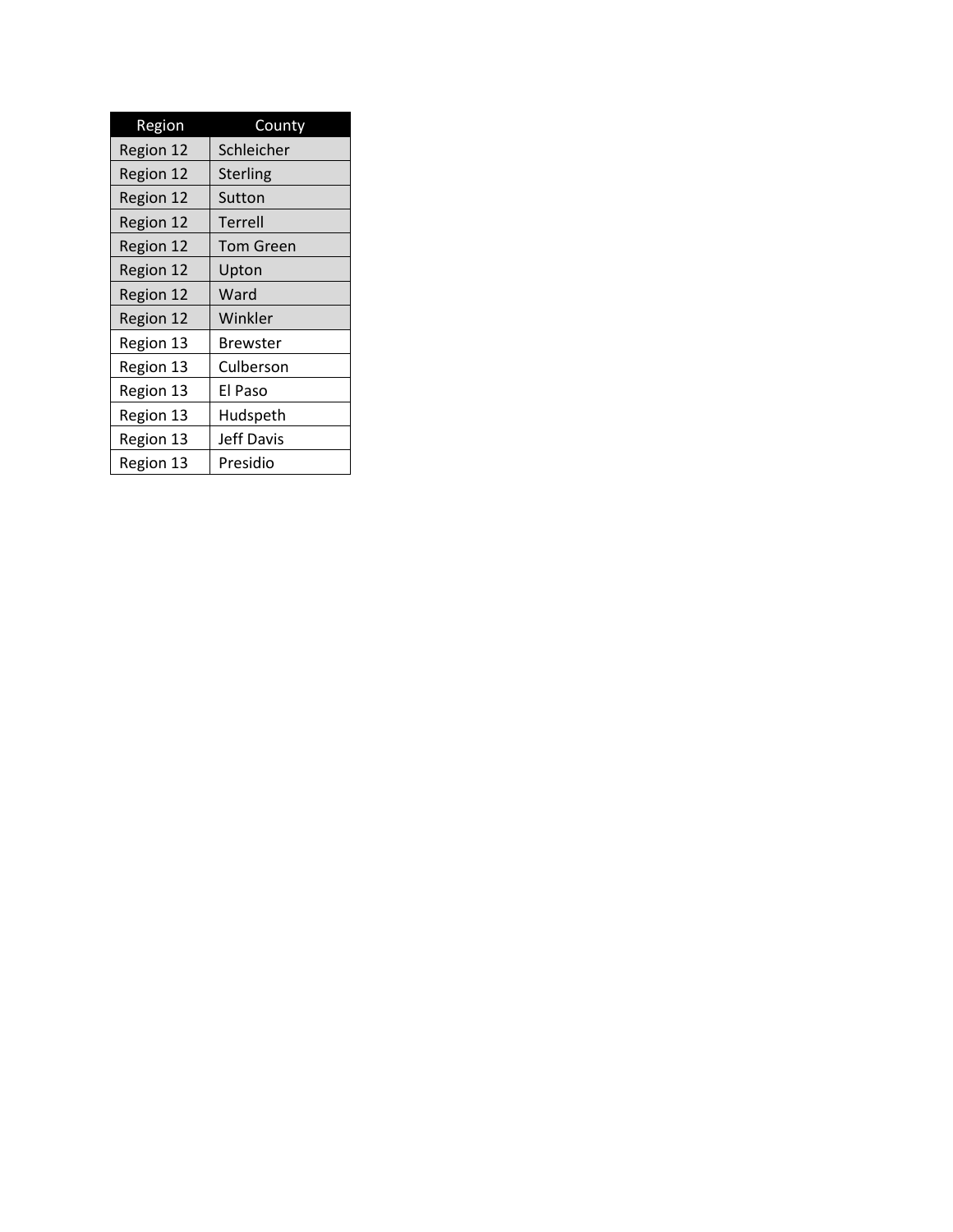| Region | County |
| --- | --- |
| Region 12 | Schleicher |
| Region 12 | Sterling |
| Region 12 | Sutton |
| Region 12 | Terrell |
| Region 12 | Tom Green |
| Region 12 | Upton |
| Region 12 | Ward |
| Region 12 | Winkler |
| Region 13 | Brewster |
| Region 13 | Culberson |
| Region 13 | El Paso |
| Region 13 | Hudspeth |
| Region 13 | Jeff Davis |
| Region 13 | Presidio |